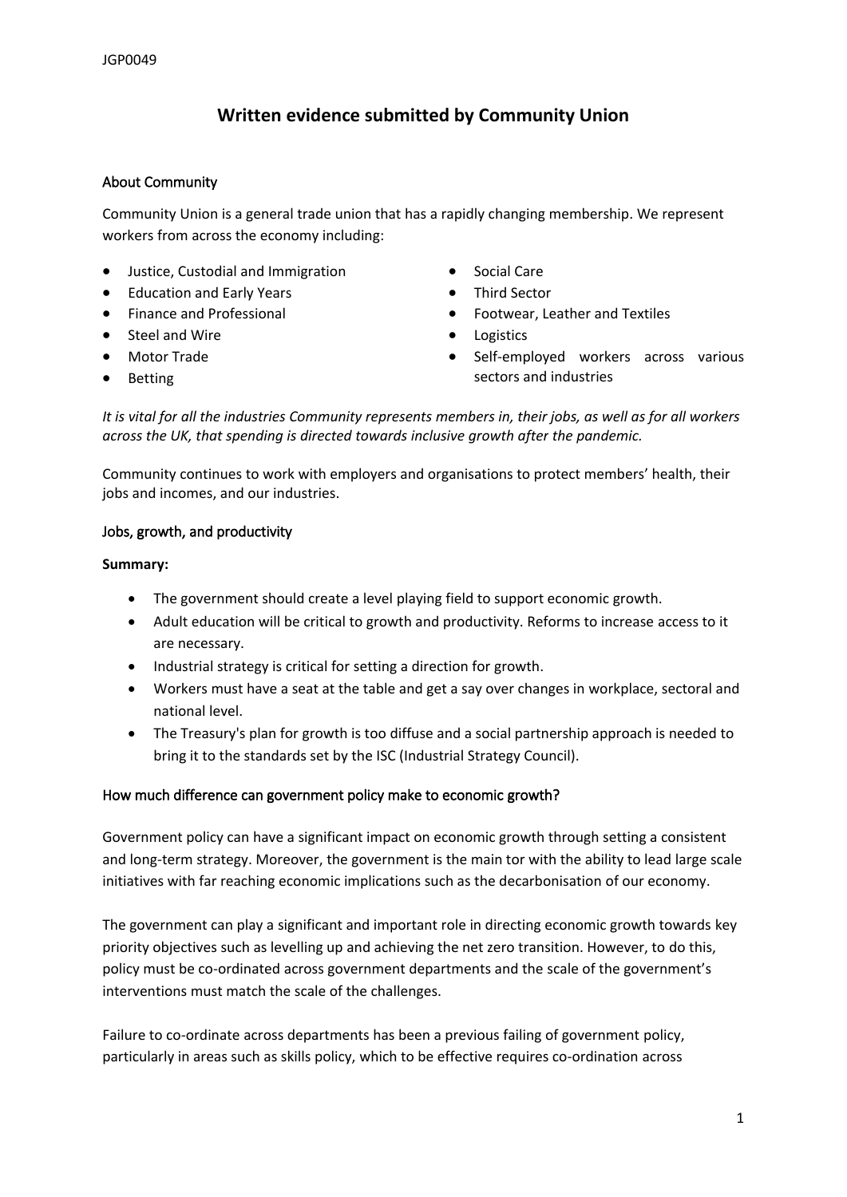JGP0049

# Written evidence submitted by Community Union

## About Community

Community Union is a general trade union that has a rapidly changing membership. We represent workers from across the economy including:

- Justice, Custodial and Immigration
- Education and Early Years
- Finance and Professional
- Steel and Wire
- Motor Trade
- Betting
- Social Care
- Third Sector
- Footwear, Leather and Textiles
- Logistics
- Self-employed workers across various sectors and industries

*It is vital for all the industries Community represents members in, their jobs, as well as for all workers across the UK, that spending is directed towards inclusive growth after the pandemic.*

Community continues to work with employers and organisations to protect members' health, their jobs and incomes, and our industries.

## Jobs, growth, and productivity

**Summary:**

- The government should create a level playing field to support economic growth.
- Adult education will be critical to growth and productivity. Reforms to increase access to it are necessary.
- Industrial strategy is critical for setting a direction for growth.
- Workers must have a seat at the table and get a say over changes in workplace, sectoral and national level.
- The Treasury's plan for growth is too diffuse and a social partnership approach is needed to bring it to the standards set by the ISC (Industrial Strategy Council).

## How much difference can government policy make to economic growth?

Government policy can have a significant impact on economic growth through setting a consistent and long-term strategy. Moreover, the government is the main tor with the ability to lead large scale initiatives with far reaching economic implications such as the decarbonisation of our economy.

The government can play a significant and important role in directing economic growth towards key priority objectives such as levelling up and achieving the net zero transition. However, to do this, policy must be co-ordinated across government departments and the scale of the government's interventions must match the scale of the challenges.

Failure to co-ordinate across departments has been a previous failing of government policy, particularly in areas such as skills policy, which to be effective requires co-ordination across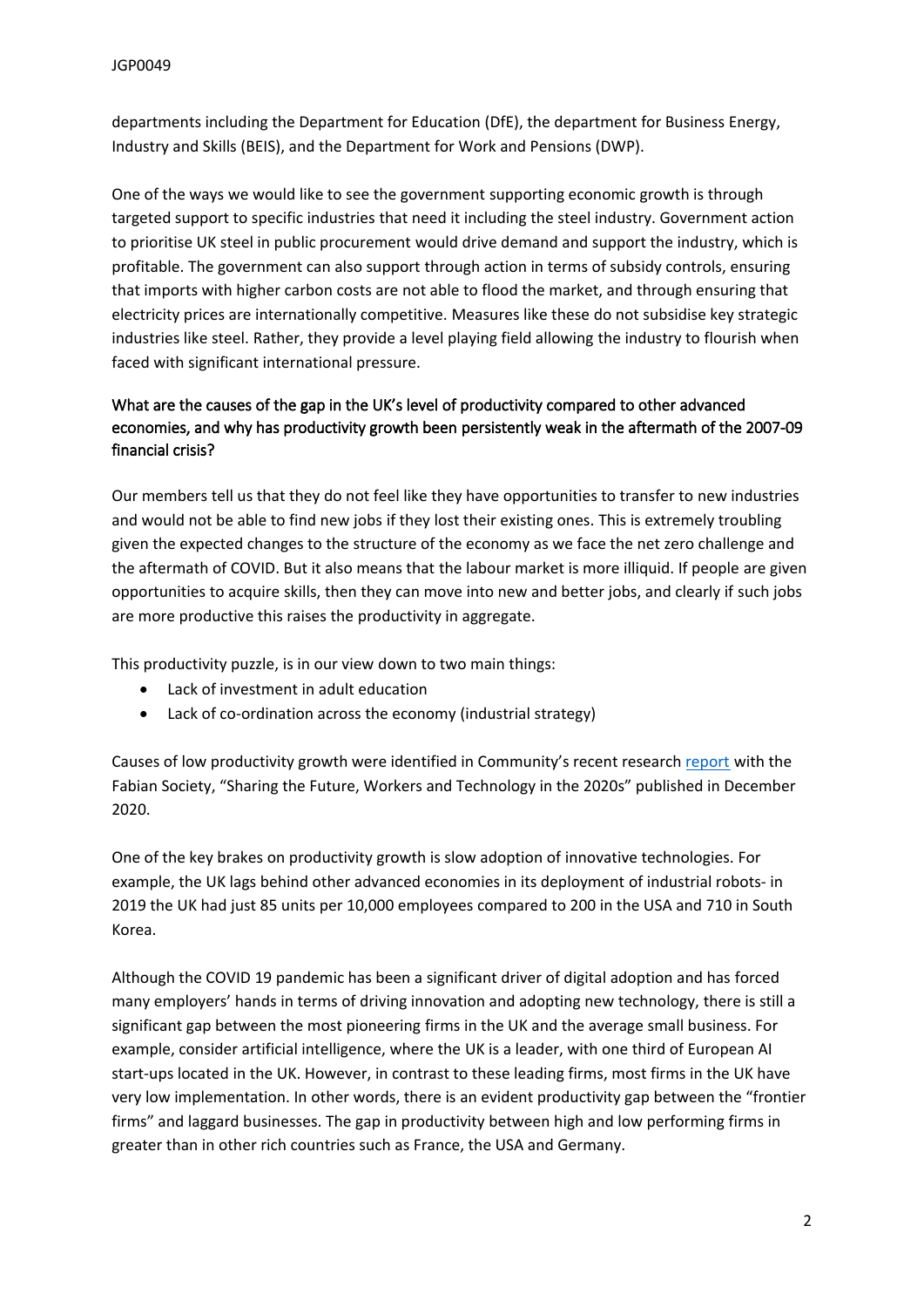departments including the Department for Education (DfE), the department for Business Energy, Industry and Skills (BEIS), and the Department for Work and Pensions (DWP).

One of the ways we would like to see the government supporting economic growth is through targeted support to specific industries that need it including the steel industry. Government action to prioritise UK steel in public procurement would drive demand and support the industry, which is profitable. The government can also support through action in terms of subsidy controls, ensuring that imports with higher carbon costs are not able to flood the market, and through ensuring that electricity prices are internationally competitive. Measures like these do not subsidise key strategic industries like steel. Rather, they provide a level playing field allowing the industry to flourish when faced with significant international pressure.

## What are the causes of the gap in the UK's level of productivity compared to other advanced economies, and why has productivity growth been persistently weak in the aftermath of the 2007-09 financial crisis?

Our members tell us that they do not feel like they have opportunities to transfer to new industries and would not be able to find new jobs if they lost their existing ones. This is extremely troubling given the expected changes to the structure of the economy as we face the net zero challenge and the aftermath of COVID. But it also means that the labour market is more illiquid. If people are given opportunities to acquire skills, then they can move into new and better jobs, and clearly if such jobs are more productive this raises the productivity in aggregate.

This productivity puzzle, is in our view down to two main things:

- Lack of investment in adult education
- Lack of co-ordination across the economy (industrial strategy)

Causes of low productivity growth were identified in Community's recent research [report](report) with the Fabian Society, "Sharing the Future, Workers and Technology in the 2020s" published in December 2020.

One of the key brakes on productivity growth is slow adoption of innovative technologies. For example, the UK lags behind other advanced economies in its deployment of industrial robots- in 2019 the UK had just 85 units per 10,000 employees compared to 200 in the USA and 710 in South Korea.

Although the COVID 19 pandemic has been a significant driver of digital adoption and has forced many employers' hands in terms of driving innovation and adopting new technology, there is still a significant gap between the most pioneering firms in the UK and the average small business. For example, consider artificial intelligence, where the UK is a leader, with one third of European AI start-ups located in the UK. However, in contrast to these leading firms, most firms in the UK have very low implementation. In other words, there is an evident productivity gap between the "frontier firms" and laggard businesses. The gap in productivity between high and low performing firms in greater than in other rich countries such as France, the USA and Germany.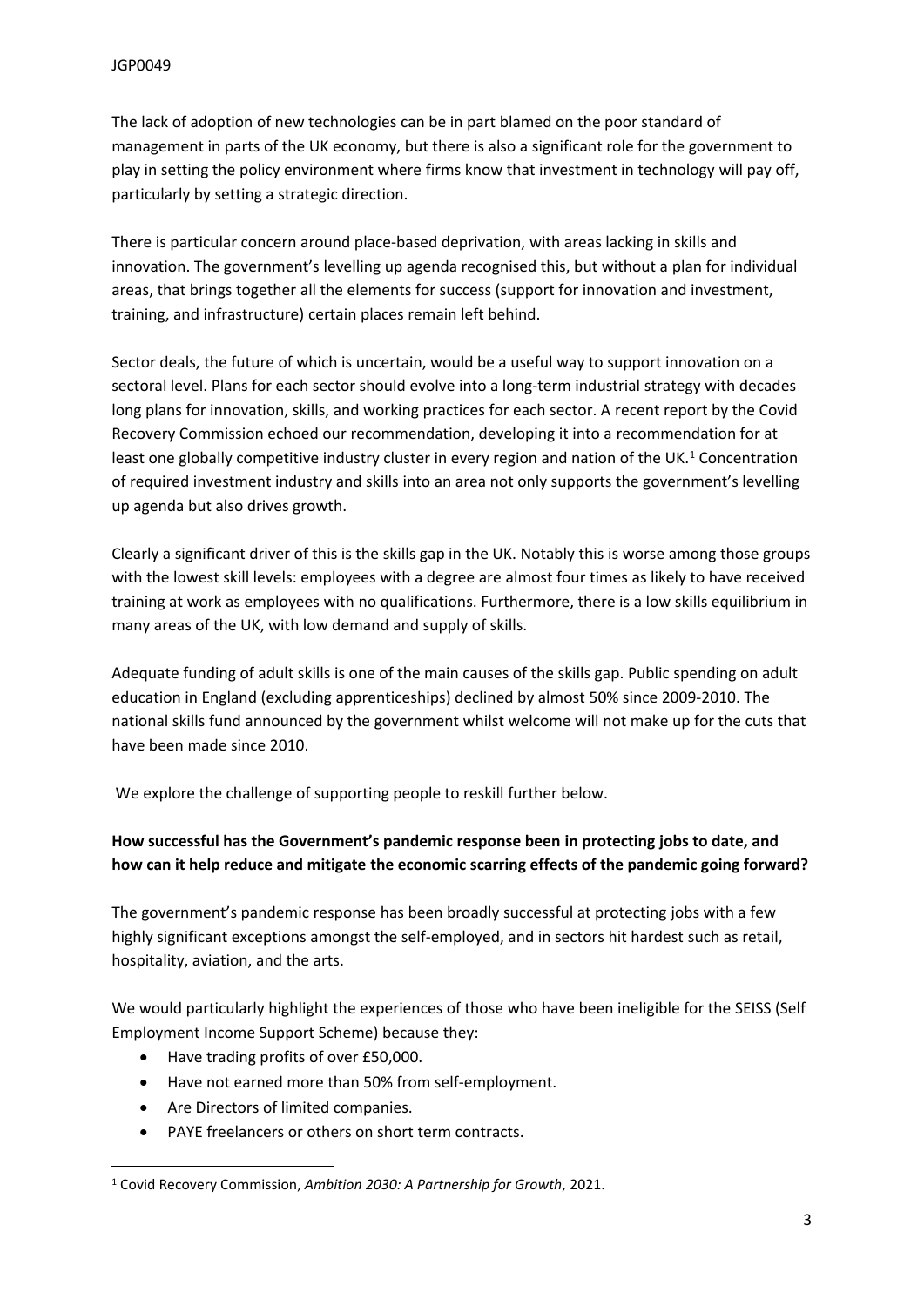The lack of adoption of new technologies can be in part blamed on the poor standard of management in parts of the UK economy, but there is also a significant role for the government to play in setting the policy environment where firms know that investment in technology will pay off, particularly by setting a strategic direction.

There is particular concern around place-based deprivation, with areas lacking in skills and innovation. The government's levelling up agenda recognised this, but without a plan for individual areas, that brings together all the elements for success (support for innovation and investment, training, and infrastructure) certain places remain left behind.

Sector deals, the future of which is uncertain, would be a useful way to support innovation on a sectoral level. Plans for each sector should evolve into a long-term industrial strategy with decades long plans for innovation, skills, and working practices for each sector. A recent report by the Covid Recovery Commission echoed our recommendation, developing it into a recommendation for at least one globally competitive industry cluster in every region and nation of the UK.[1] Concentration of required investment industry and skills into an area not only supports the government's levelling up agenda but also drives growth.

Clearly a significant driver of this is the skills gap in the UK. Notably this is worse among those groups with the lowest skill levels: employees with a degree are almost four times as likely to have received training at work as employees with no qualifications. Furthermore, there is a low skills equilibrium in many areas of the UK, with low demand and supply of skills.

Adequate funding of adult skills is one of the main causes of the skills gap. Public spending on adult education in England (excluding apprenticeships) declined by almost 50% since 2009-2010. The national skills fund announced by the government whilst welcome will not make up for the cuts that have been made since 2010.

We explore the challenge of supporting people to reskill further below.

**How successful has the Government's pandemic response been in protecting jobs to date, and how can it help reduce and mitigate the economic scarring effects of the pandemic going forward?**

The government's pandemic response has been broadly successful at protecting jobs with a few highly significant exceptions amongst the self-employed, and in sectors hit hardest such as retail, hospitality, aviation, and the arts.

We would particularly highlight the experiences of those who have been ineligible for the SEISS (Self Employment Income Support Scheme) because they:

- Have trading profits of over £50,000.
- Have not earned more than 50% from self-employment.
- Are Directors of limited companies.
- PAYE freelancers or others on short term contracts.

---

[1] Covid Recovery Commission, *Ambition 2030: A Partnership for Growth*, 2021.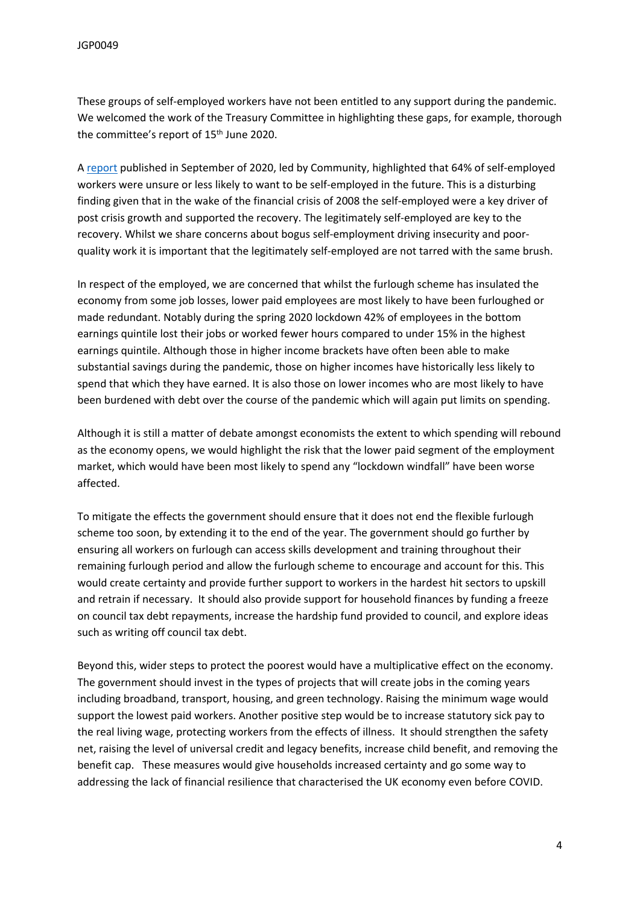These groups of self-employed workers have not been entitled to any support during the pandemic. We welcomed the work of the Treasury Committee in highlighting these gaps, for example, thorough the committee's report of 15th June 2020.

A report published in September of 2020, led by Community, highlighted that 64% of self-employed workers were unsure or less likely to want to be self-employed in the future. This is a disturbing finding given that in the wake of the financial crisis of 2008 the self-employed were a key driver of post crisis growth and supported the recovery. The legitimately self-employed are key to the recovery. Whilst we share concerns about bogus self-employment driving insecurity and poor-quality work it is important that the legitimately self-employed are not tarred with the same brush.

In respect of the employed, we are concerned that whilst the furlough scheme has insulated the economy from some job losses, lower paid employees are most likely to have been furloughed or made redundant. Notably during the spring 2020 lockdown 42% of employees in the bottom earnings quintile lost their jobs or worked fewer hours compared to under 15% in the highest earnings quintile. Although those in higher income brackets have often been able to make substantial savings during the pandemic, those on higher incomes have historically less likely to spend that which they have earned. It is also those on lower incomes who are most likely to have been burdened with debt over the course of the pandemic which will again put limits on spending.

Although it is still a matter of debate amongst economists the extent to which spending will rebound as the economy opens, we would highlight the risk that the lower paid segment of the employment market, which would have been most likely to spend any "lockdown windfall" have been worse affected.

To mitigate the effects the government should ensure that it does not end the flexible furlough scheme too soon, by extending it to the end of the year. The government should go further by ensuring all workers on furlough can access skills development and training throughout their remaining furlough period and allow the furlough scheme to encourage and account for this. This would create certainty and provide further support to workers in the hardest hit sectors to upskill and retrain if necessary. It should also provide support for household finances by funding a freeze on council tax debt repayments, increase the hardship fund provided to council, and explore ideas such as writing off council tax debt.

Beyond this, wider steps to protect the poorest would have a multiplicative effect on the economy. The government should invest in the types of projects that will create jobs in the coming years including broadband, transport, housing, and green technology. Raising the minimum wage would support the lowest paid workers. Another positive step would be to increase statutory sick pay to the real living wage, protecting workers from the effects of illness. It should strengthen the safety net, raising the level of universal credit and legacy benefits, increase child benefit, and removing the benefit cap. These measures would give households increased certainty and go some way to addressing the lack of financial resilience that characterised the UK economy even before COVID.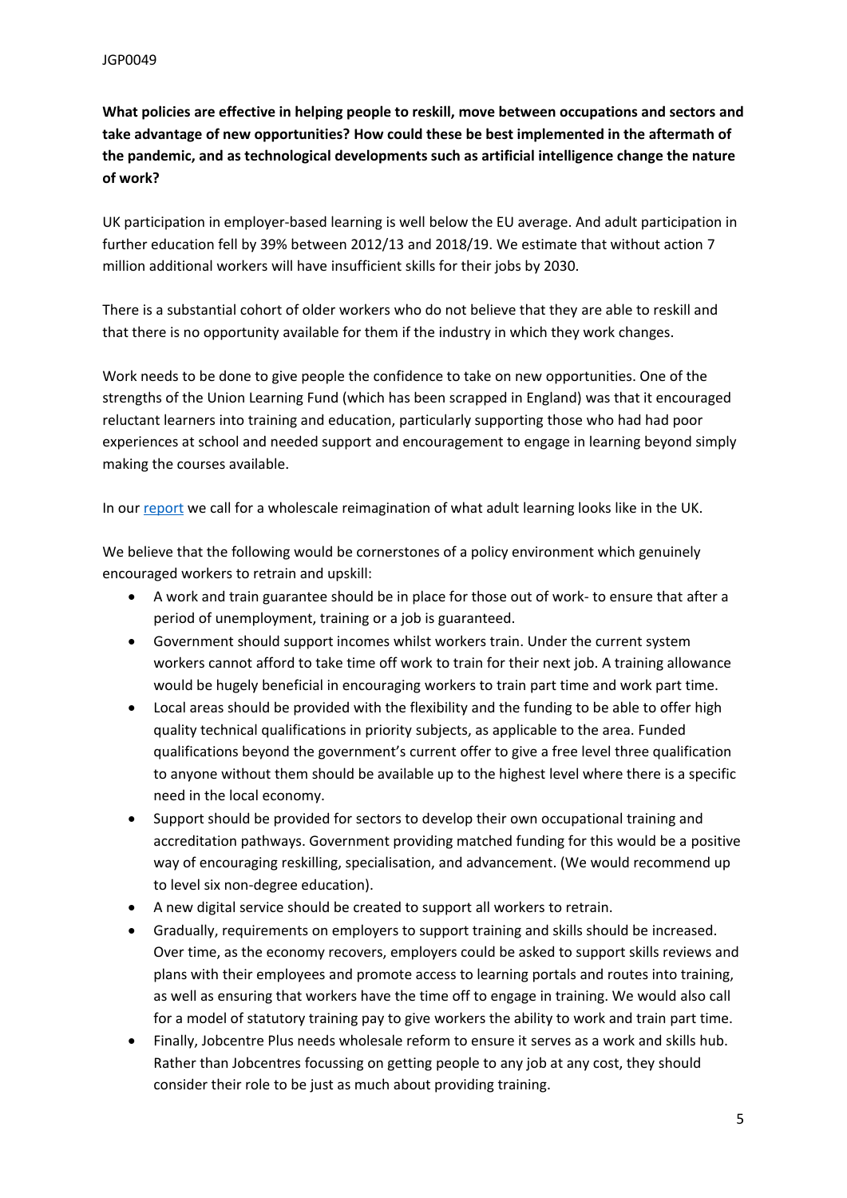**What policies are effective in helping people to reskill, move between occupations and sectors and take advantage of new opportunities? How could these be best implemented in the aftermath of the pandemic, and as technological developments such as artificial intelligence change the nature of work?**

UK participation in employer-based learning is well below the EU average. And adult participation in further education fell by 39% between 2012/13 and 2018/19. We estimate that without action 7 million additional workers will have insufficient skills for their jobs by 2030.

There is a substantial cohort of older workers who do not believe that they are able to reskill and that there is no opportunity available for them if the industry in which they work changes.

Work needs to be done to give people the confidence to take on new opportunities. One of the strengths of the Union Learning Fund (which has been scrapped in England) was that it encouraged reluctant learners into training and education, particularly supporting those who had had poor experiences at school and needed support and encouragement to engage in learning beyond simply making the courses available.

In our report we call for a wholescale reimagination of what adult learning looks like in the UK.

We believe that the following would be cornerstones of a policy environment which genuinely encouraged workers to retrain and upskill:

- A work and train guarantee should be in place for those out of work- to ensure that after a period of unemployment, training or a job is guaranteed.
- Government should support incomes whilst workers train. Under the current system workers cannot afford to take time off work to train for their next job. A training allowance would be hugely beneficial in encouraging workers to train part time and work part time.
- Local areas should be provided with the flexibility and the funding to be able to offer high quality technical qualifications in priority subjects, as applicable to the area. Funded qualifications beyond the government's current offer to give a free level three qualification to anyone without them should be available up to the highest level where there is a specific need in the local economy.
- Support should be provided for sectors to develop their own occupational training and accreditation pathways. Government providing matched funding for this would be a positive way of encouraging reskilling, specialisation, and advancement. (We would recommend up to level six non-degree education).
- A new digital service should be created to support all workers to retrain.
- Gradually, requirements on employers to support training and skills should be increased. Over time, as the economy recovers, employers could be asked to support skills reviews and plans with their employees and promote access to learning portals and routes into training, as well as ensuring that workers have the time off to engage in training. We would also call for a model of statutory training pay to give workers the ability to work and train part time.
- Finally, Jobcentre Plus needs wholesale reform to ensure it serves as a work and skills hub. Rather than Jobcentres focussing on getting people to any job at any cost, they should consider their role to be just as much about providing training.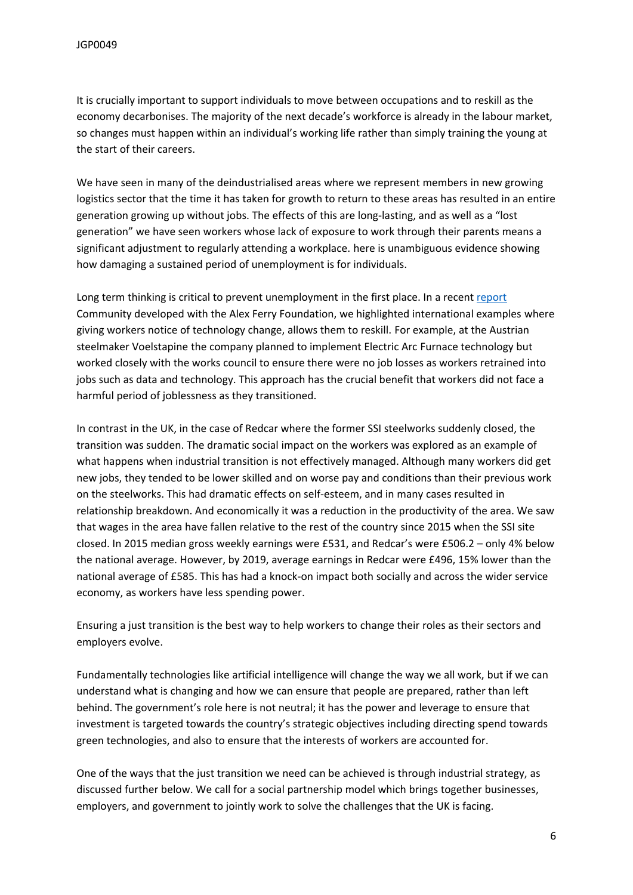It is crucially important to support individuals to move between occupations and to reskill as the economy decarbonises. The majority of the next decade's workforce is already in the labour market, so changes must happen within an individual's working life rather than simply training the young at the start of their careers.

We have seen in many of the deindustrialised areas where we represent members in new growing logistics sector that the time it has taken for growth to return to these areas has resulted in an entire generation growing up without jobs. The effects of this are long-lasting, and as well as a "lost generation" we have seen workers whose lack of exposure to work through their parents means a significant adjustment to regularly attending a workplace. here is unambiguous evidence showing how damaging a sustained period of unemployment is for individuals.

Long term thinking is critical to prevent unemployment in the first place. In a recent report Community developed with the Alex Ferry Foundation, we highlighted international examples where giving workers notice of technology change, allows them to reskill. For example, at the Austrian steelmaker Voelstapine the company planned to implement Electric Arc Furnace technology but worked closely with the works council to ensure there were no job losses as workers retrained into jobs such as data and technology. This approach has the crucial benefit that workers did not face a harmful period of joblessness as they transitioned.

In contrast in the UK, in the case of Redcar where the former SSI steelworks suddenly closed, the transition was sudden. The dramatic social impact on the workers was explored as an example of what happens when industrial transition is not effectively managed. Although many workers did get new jobs, they tended to be lower skilled and on worse pay and conditions than their previous work on the steelworks. This had dramatic effects on self-esteem, and in many cases resulted in relationship breakdown. And economically it was a reduction in the productivity of the area. We saw that wages in the area have fallen relative to the rest of the country since 2015 when the SSI site closed. In 2015 median gross weekly earnings were £531, and Redcar's were £506.2 – only 4% below the national average. However, by 2019, average earnings in Redcar were £496, 15% lower than the national average of £585. This has had a knock-on impact both socially and across the wider service economy, as workers have less spending power.

Ensuring a just transition is the best way to help workers to change their roles as their sectors and employers evolve.

Fundamentally technologies like artificial intelligence will change the way we all work, but if we can understand what is changing and how we can ensure that people are prepared, rather than left behind. The government's role here is not neutral; it has the power and leverage to ensure that investment is targeted towards the country's strategic objectives including directing spend towards green technologies, and also to ensure that the interests of workers are accounted for.

One of the ways that the just transition we need can be achieved is through industrial strategy, as discussed further below. We call for a social partnership model which brings together businesses, employers, and government to jointly work to solve the challenges that the UK is facing.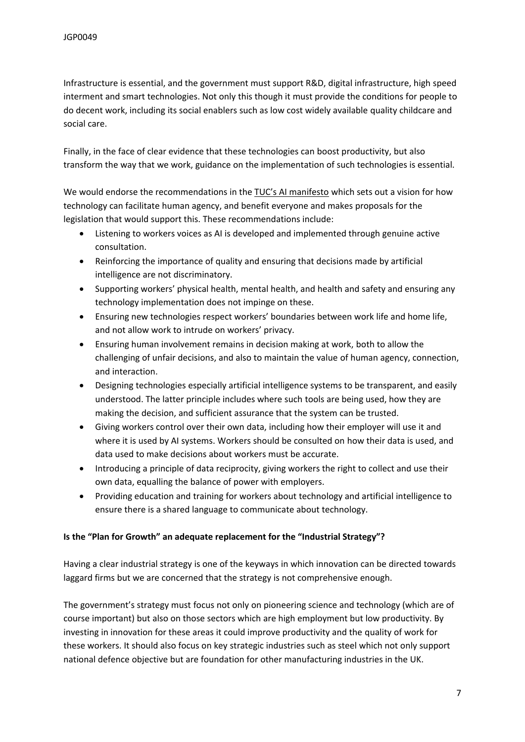Infrastructure is essential, and the government must support R&D, digital infrastructure, high speed interment and smart technologies. Not only this though it must provide the conditions for people to do decent work, including its social enablers such as low cost widely available quality childcare and social care.

Finally, in the face of clear evidence that these technologies can boost productivity, but also transform the way that we work, guidance on the implementation of such technologies is essential.

We would endorse the recommendations in the TUC's AI manifesto which sets out a vision for how technology can facilitate human agency, and benefit everyone and makes proposals for the legislation that would support this. These recommendations include:

- Listening to workers voices as AI is developed and implemented through genuine active consultation.
- Reinforcing the importance of quality and ensuring that decisions made by artificial intelligence are not discriminatory.
- Supporting workers' physical health, mental health, and health and safety and ensuring any technology implementation does not impinge on these.
- Ensuring new technologies respect workers' boundaries between work life and home life, and not allow work to intrude on workers' privacy.
- Ensuring human involvement remains in decision making at work, both to allow the challenging of unfair decisions, and also to maintain the value of human agency, connection, and interaction.
- Designing technologies especially artificial intelligence systems to be transparent, and easily understood. The latter principle includes where such tools are being used, how they are making the decision, and sufficient assurance that the system can be trusted.
- Giving workers control over their own data, including how their employer will use it and where it is used by AI systems. Workers should be consulted on how their data is used, and data used to make decisions about workers must be accurate.
- Introducing a principle of data reciprocity, giving workers the right to collect and use their own data, equalling the balance of power with employers.
- Providing education and training for workers about technology and artificial intelligence to ensure there is a shared language to communicate about technology.

**Is the "Plan for Growth" an adequate replacement for the "Industrial Strategy"?**

Having a clear industrial strategy is one of the keyways in which innovation can be directed towards laggard firms but we are concerned that the strategy is not comprehensive enough.

The government's strategy must focus not only on pioneering science and technology (which are of course important) but also on those sectors which are high employment but low productivity. By investing in innovation for these areas it could improve productivity and the quality of work for these workers. It should also focus on key strategic industries such as steel which not only support national defence objective but are foundation for other manufacturing industries in the UK.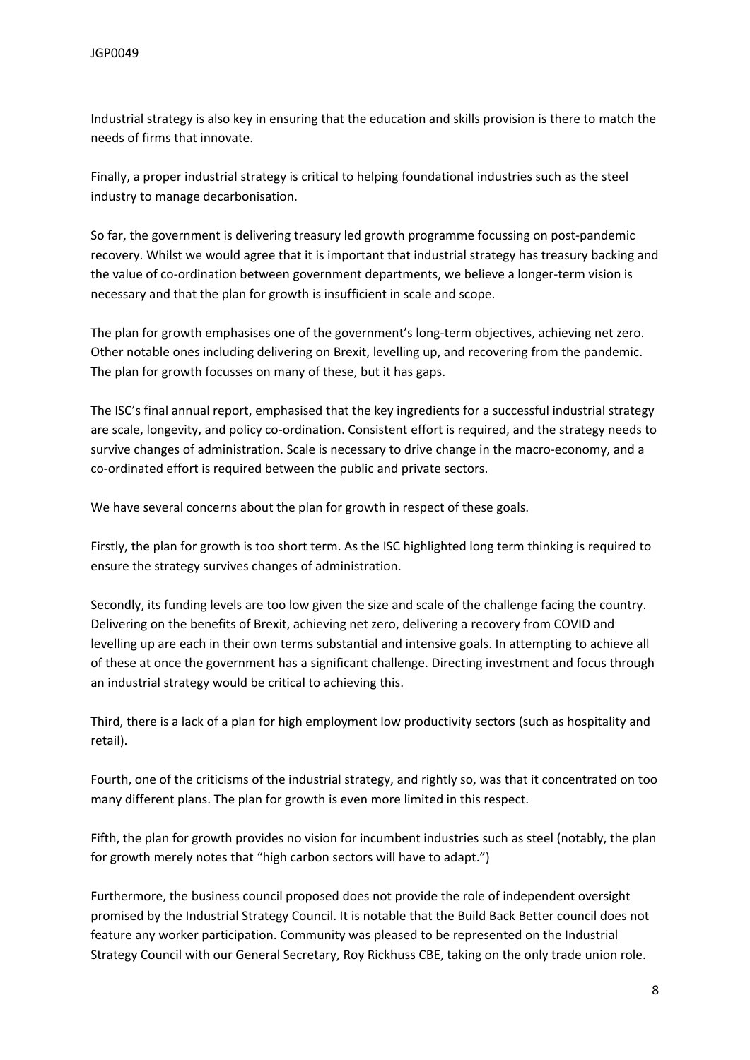Industrial strategy is also key in ensuring that the education and skills provision is there to match the needs of firms that innovate.

Finally, a proper industrial strategy is critical to helping foundational industries such as the steel industry to manage decarbonisation.

So far, the government is delivering treasury led growth programme focussing on post-pandemic recovery. Whilst we would agree that it is important that industrial strategy has treasury backing and the value of co-ordination between government departments, we believe a longer-term vision is necessary and that the plan for growth is insufficient in scale and scope.

The plan for growth emphasises one of the government's long-term objectives, achieving net zero. Other notable ones including delivering on Brexit, levelling up, and recovering from the pandemic. The plan for growth focusses on many of these, but it has gaps.

The ISC's final annual report, emphasised that the key ingredients for a successful industrial strategy are scale, longevity, and policy co-ordination. Consistent effort is required, and the strategy needs to survive changes of administration. Scale is necessary to drive change in the macro-economy, and a co-ordinated effort is required between the public and private sectors.

We have several concerns about the plan for growth in respect of these goals.

Firstly, the plan for growth is too short term. As the ISC highlighted long term thinking is required to ensure the strategy survives changes of administration.

Secondly, its funding levels are too low given the size and scale of the challenge facing the country. Delivering on the benefits of Brexit, achieving net zero, delivering a recovery from COVID and levelling up are each in their own terms substantial and intensive goals. In attempting to achieve all of these at once the government has a significant challenge. Directing investment and focus through an industrial strategy would be critical to achieving this.

Third, there is a lack of a plan for high employment low productivity sectors (such as hospitality and retail).

Fourth, one of the criticisms of the industrial strategy, and rightly so, was that it concentrated on too many different plans. The plan for growth is even more limited in this respect.

Fifth, the plan for growth provides no vision for incumbent industries such as steel (notably, the plan for growth merely notes that "high carbon sectors will have to adapt.")

Furthermore, the business council proposed does not provide the role of independent oversight promised by the Industrial Strategy Council. It is notable that the Build Back Better council does not feature any worker participation. Community was pleased to be represented on the Industrial Strategy Council with our General Secretary, Roy Rickhuss CBE, taking on the only trade union role.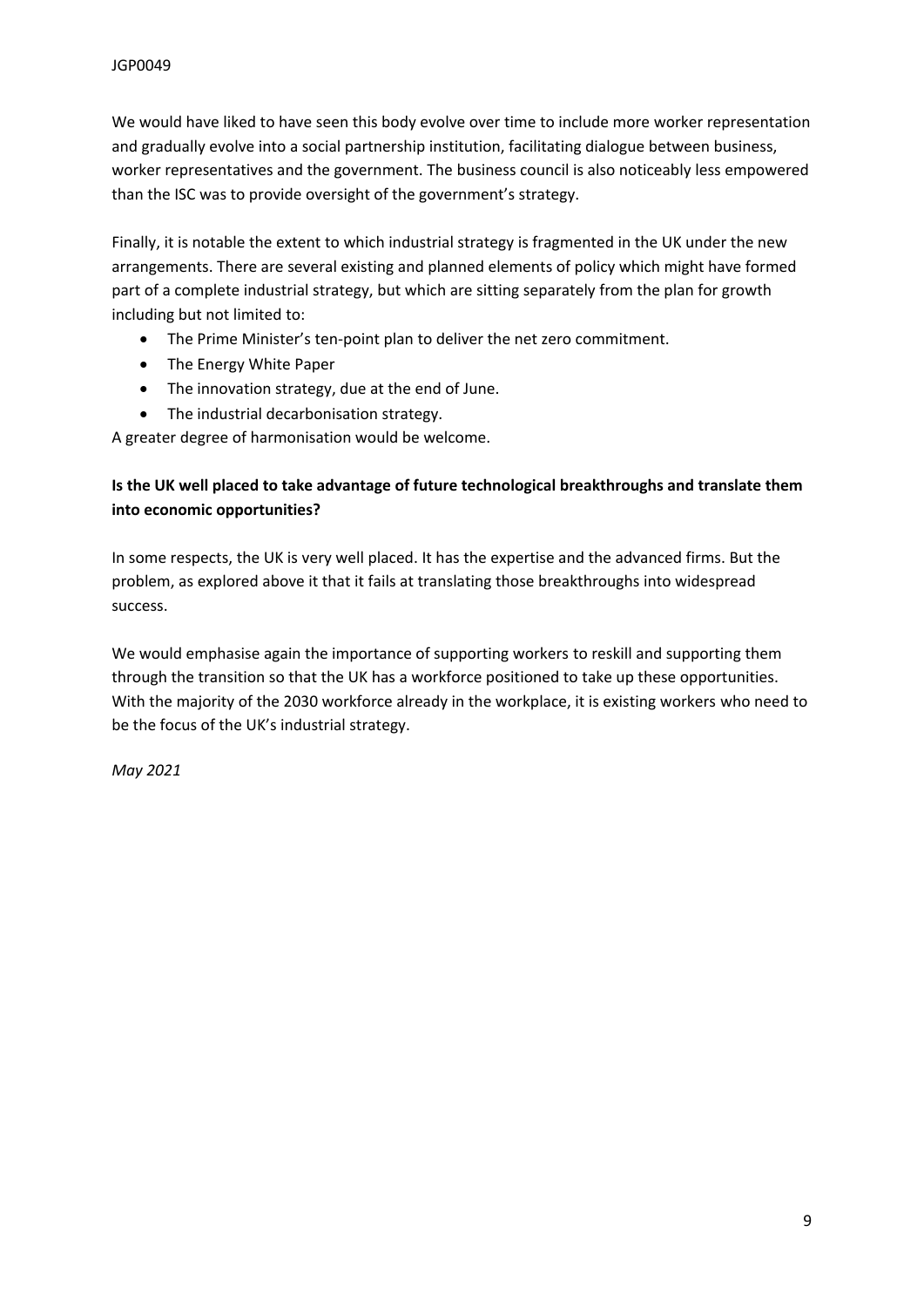We would have liked to have seen this body evolve over time to include more worker representation and gradually evolve into a social partnership institution, facilitating dialogue between business, worker representatives and the government. The business council is also noticeably less empowered than the ISC was to provide oversight of the government's strategy.

Finally, it is notable the extent to which industrial strategy is fragmented in the UK under the new arrangements. There are several existing and planned elements of policy which might have formed part of a complete industrial strategy, but which are sitting separately from the plan for growth including but not limited to:

- The Prime Minister's ten-point plan to deliver the net zero commitment.
- The Energy White Paper
- The innovation strategy, due at the end of June.
- The industrial decarbonisation strategy.

A greater degree of harmonisation would be welcome.

**Is the UK well placed to take advantage of future technological breakthroughs and translate them into economic opportunities?**

In some respects, the UK is very well placed. It has the expertise and the advanced firms. But the problem, as explored above it that it fails at translating those breakthroughs into widespread success.

We would emphasise again the importance of supporting workers to reskill and supporting them through the transition so that the UK has a workforce positioned to take up these opportunities. With the majority of the 2030 workforce already in the workplace, it is existing workers who need to be the focus of the UK's industrial strategy.

*May 2021*